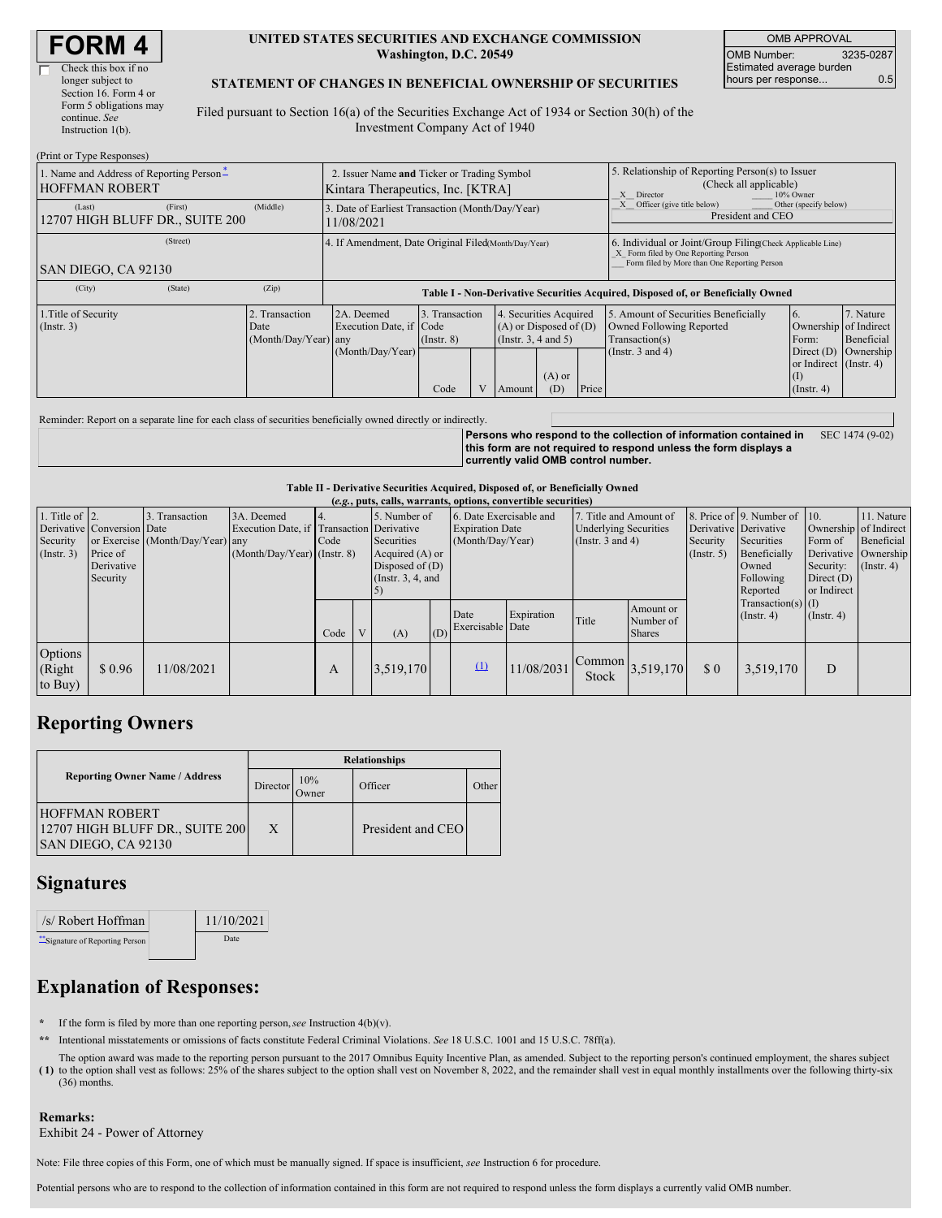# FORM 4

☐ Check this box if no longer subject to Section 16. Form 4 or Form 5 obligations may continue. *See* Instruction 1(b).

**UNITED STATES SECURITIES AND EXCHANGE COMMISSION**
**Washington, D.C. 20549**

**STATEMENT OF CHANGES IN BENEFICIAL OWNERSHIP OF SECURITIES**

Filed pursuant to Section 16(a) of the Securities Exchange Act of 1934 or Section 30(h) of the Investment Company Act of 1940

| OMB APPROVAL | |
|---|---|
| OMB Number: | 3235-0287 |
| Estimated average burden hours per response... | 0.5 |

(Print or Type Responses)

| 1. Name and Address of Reporting Person* | 2. Issuer Name and Ticker or Trading Symbol | 5. Relationship of Reporting Person(s) to Issuer (Check all applicable) |
|---|---|---|
| HOFFMAN ROBERT | Kintara Therapeutics, Inc. [KTRA] | _X_ Director ___ 10% Owner |
| (Last) (First) (Middle) 12707 HIGH BLUFF DR., SUITE 200 | 3. Date of Earliest Transaction (Month/Day/Year) 11/08/2021 | _X_ Officer (give title below) ___ Other (specify below) President and CEO |
| (Street) SAN DIEGO, CA 92130 | 4. If Amendment, Date Original Filed (Month/Day/Year) | 6. Individual or Joint/Group Filing (Check Applicable Line) _X_ Form filed by One Reporting Person ___ Form filed by More than One Reporting Person |
| (City) (State) (Zip) | | |

**Table I - Non-Derivative Securities Acquired, Disposed of, or Beneficially Owned**

| 1.Title of Security (Instr. 3) | 2. Transaction Date (Month/Day/Year) | 2A. Deemed Execution Date, if any (Month/Day/Year) | 3. Transaction Code (Instr. 8) | | 4. Securities Acquired (A) or Disposed of (D) (Instr. 3, 4 and 5) | | | 5. Amount of Securities Beneficially Owned Following Reported Transaction(s) (Instr. 3 and 4) | 6. Ownership Form: Direct (D) or Indirect (I) (Instr. 4) | 7. Nature of Indirect Beneficial Ownership (Instr. 4) |
|---|---|---|---|---|---|---|---|---|---|---|
| | | | Code | V | Amount | (A) or (D) | Price | | | |

Reminder: Report on a separate line for each class of securities beneficially owned directly or indirectly.

**Persons who respond to the collection of information contained in this form are not required to respond unless the form displays a currently valid OMB control number.** SEC 1474 (9-02)

**Table II - Derivative Securities Acquired, Disposed of, or Beneficially Owned**
**(*e.g.*, puts, calls, warrants, options, convertible securities)**

| 1. Title of Derivative Security (Instr. 3) | 2. Conversion or Exercise Price of Derivative Security | 3. Transaction Date (Month/Day/Year) | 3A. Deemed Execution Date, if any (Month/Day/Year) | 4. Transaction Code (Instr. 8) | | 5. Number of Derivative Securities Acquired (A) or Disposed of (D) (Instr. 3, 4, and 5) | | 6. Date Exercisable and Expiration Date (Month/Day/Year) | | 7. Title and Amount of Underlying Securities (Instr. 3 and 4) | | 8. Price of Derivative Security (Instr. 5) | 9. Number of Derivative Securities Beneficially Owned Following Reported Transaction(s) (Instr. 4) | 10. Ownership Form of Derivative Security: Direct (D) or Indirect (I) (Instr. 4) | 11. Nature of Indirect Beneficial Ownership (Instr. 4) |
|---|---|---|---|---|---|---|---|---|---|---|---|---|---|---|---|
| | | | | Code | V | (A) | (D) | Date Exercisable | Expiration Date | Title | Amount or Number of Shares | | | | |
| Options (Right to Buy) | $ 0.96 | 11/08/2021 | | A | | 3,519,170 | | (1) | 11/08/2031 | Common Stock | 3,519,170 | $ 0 | 3,519,170 | D | |

## Reporting Owners

| Reporting Owner Name / Address | Relationships | | | |
|---|---|---|---|---|
| | Director | 10% Owner | Officer | Other |
| HOFFMAN ROBERT 12707 HIGH BLUFF DR., SUITE 200 SAN DIEGO, CA 92130 | X | | President and CEO | |

## Signatures

| /s/ Robert Hoffman | 11/10/2021 |
|---|---|
| **Signature of Reporting Person | Date |

## Explanation of Responses:

\* If the form is filed by more than one reporting person, *see* Instruction 4(b)(v).

\*\* Intentional misstatements or omissions of facts constitute Federal Criminal Violations. *See* 18 U.S.C. 1001 and 15 U.S.C. 78ff(a).

(1) The option award was made to the reporting person pursuant to the 2017 Omnibus Equity Incentive Plan, as amended. Subject to the reporting person's continued employment, the shares subject to the option shall vest as follows: 25% of the shares subject to the option shall vest on November 8, 2022, and the remainder shall vest in equal monthly installments over the following thirty-six (36) months.

**Remarks:**
Exhibit 24 - Power of Attorney

Note: File three copies of this Form, one of which must be manually signed. If space is insufficient, *see* Instruction 6 for procedure.

Potential persons who are to respond to the collection of information contained in this form are not required to respond unless the form displays a currently valid OMB number.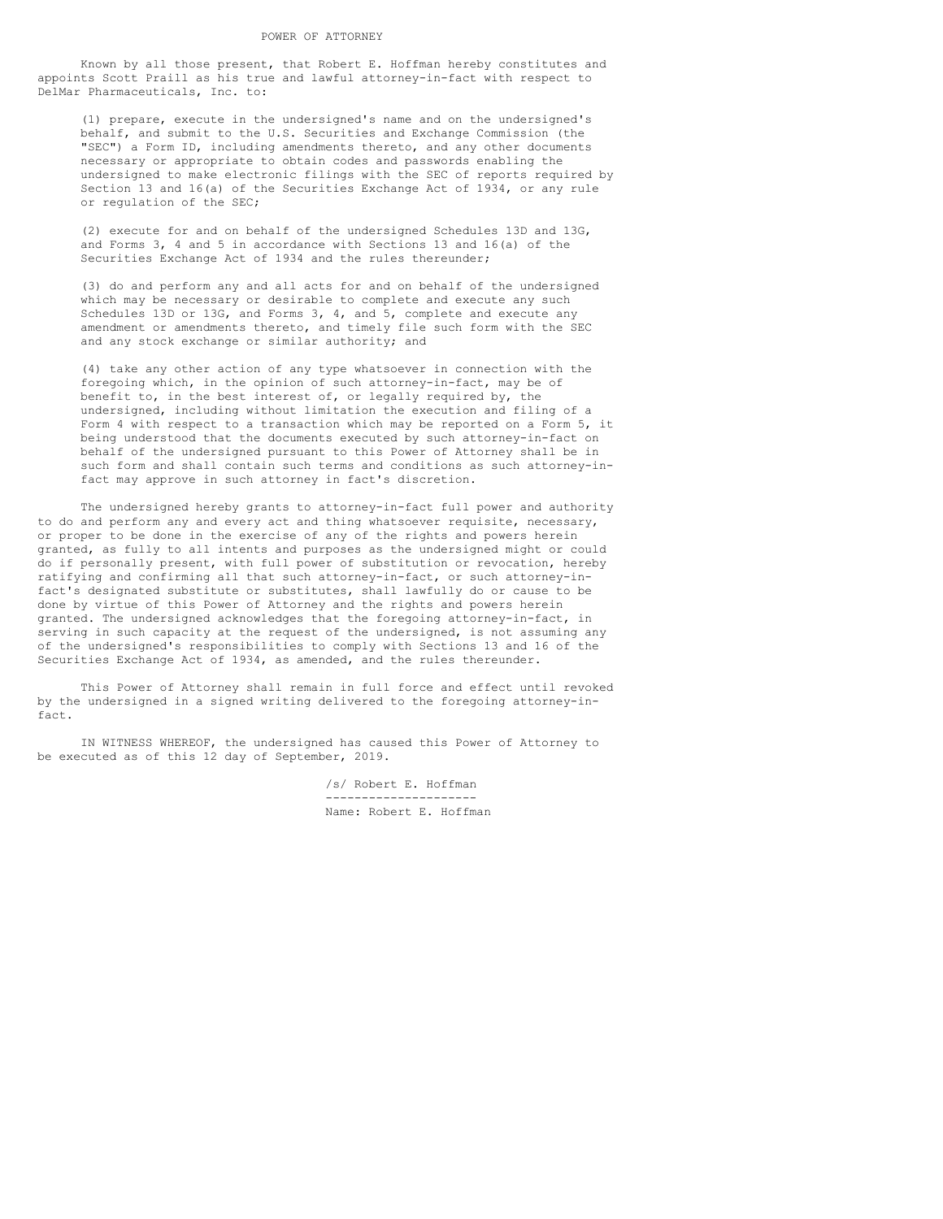# POWER OF ATTORNEY

Known by all those present, that Robert E. Hoffman hereby constitutes and appoints Scott Praill as his true and lawful attorney-in-fact with respect to DelMar Pharmaceuticals, Inc. to:

(1) prepare, execute in the undersigned's name and on the undersigned's behalf, and submit to the U.S. Securities and Exchange Commission (the "SEC") a Form ID, including amendments thereto, and any other documents necessary or appropriate to obtain codes and passwords enabling the undersigned to make electronic filings with the SEC of reports required by Section 13 and 16(a) of the Securities Exchange Act of 1934, or any rule or regulation of the SEC;

(2) execute for and on behalf of the undersigned Schedules 13D and 13G, and Forms 3, 4 and 5 in accordance with Sections 13 and 16(a) of the Securities Exchange Act of 1934 and the rules thereunder;

(3) do and perform any and all acts for and on behalf of the undersigned which may be necessary or desirable to complete and execute any such Schedules 13D or 13G, and Forms 3, 4, and 5, complete and execute any amendment or amendments thereto, and timely file such form with the SEC and any stock exchange or similar authority; and

(4) take any other action of any type whatsoever in connection with the foregoing which, in the opinion of such attorney-in-fact, may be of benefit to, in the best interest of, or legally required by, the undersigned, including without limitation the execution and filing of a Form 4 with respect to a transaction which may be reported on a Form 5, it being understood that the documents executed by such attorney-in-fact on behalf of the undersigned pursuant to this Power of Attorney shall be in such form and shall contain such terms and conditions as such attorney-in-fact may approve in such attorney in fact's discretion.

The undersigned hereby grants to attorney-in-fact full power and authority to do and perform any and every act and thing whatsoever requisite, necessary, or proper to be done in the exercise of any of the rights and powers herein granted, as fully to all intents and purposes as the undersigned might or could do if personally present, with full power of substitution or revocation, hereby ratifying and confirming all that such attorney-in-fact, or such attorney-in-fact's designated substitute or substitutes, shall lawfully do or cause to be done by virtue of this Power of Attorney and the rights and powers herein granted. The undersigned acknowledges that the foregoing attorney-in-fact, in serving in such capacity at the request of the undersigned, is not assuming any of the undersigned's responsibilities to comply with Sections 13 and 16 of the Securities Exchange Act of 1934, as amended, and the rules thereunder.

This Power of Attorney shall remain in full force and effect until revoked by the undersigned in a signed writing delivered to the foregoing attorney-in-fact.

IN WITNESS WHEREOF, the undersigned has caused this Power of Attorney to be executed as of this 12 day of September, 2019.

/s/ Robert E. Hoffman

---------------------

Name: Robert E. Hoffman